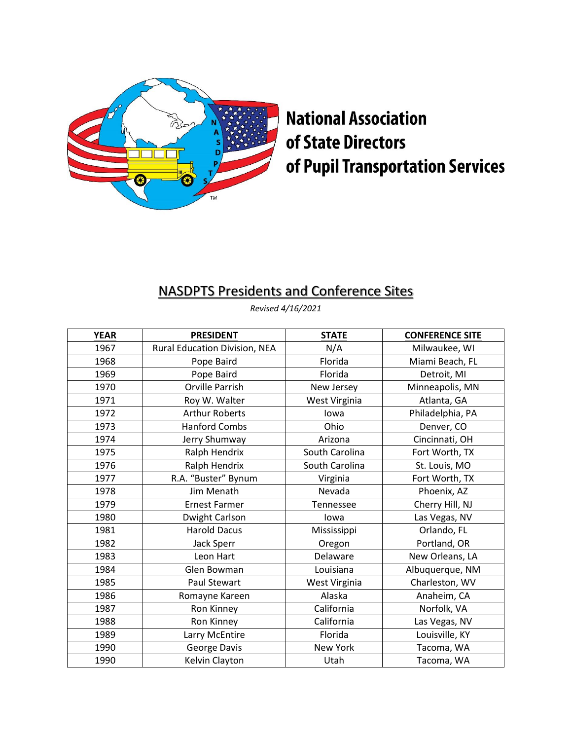National Association
of State Directors
of Pupil Transportation Services

## NASDPTS Presidents and Conference Sites

*Revised 4/16/2021*

| YEAR | PRESIDENT | STATE | CONFERENCE SITE |
|---|---|---|---|
| 1967 | Rural Education Division, NEA | N/A | Milwaukee, WI |
| 1968 | Pope Baird | Florida | Miami Beach, FL |
| 1969 | Pope Baird | Florida | Detroit, MI |
| 1970 | Orville Parrish | New Jersey | Minneapolis, MN |
| 1971 | Roy W. Walter | West Virginia | Atlanta, GA |
| 1972 | Arthur Roberts | Iowa | Philadelphia, PA |
| 1973 | Hanford Combs | Ohio | Denver, CO |
| 1974 | Jerry Shumway | Arizona | Cincinnati, OH |
| 1975 | Ralph Hendrix | South Carolina | Fort Worth, TX |
| 1976 | Ralph Hendrix | South Carolina | St. Louis, MO |
| 1977 | R.A. "Buster" Bynum | Virginia | Fort Worth, TX |
| 1978 | Jim Menath | Nevada | Phoenix, AZ |
| 1979 | Ernest Farmer | Tennessee | Cherry Hill, NJ |
| 1980 | Dwight Carlson | Iowa | Las Vegas, NV |
| 1981 | Harold Dacus | Mississippi | Orlando, FL |
| 1982 | Jack Sperr | Oregon | Portland, OR |
| 1983 | Leon Hart | Delaware | New Orleans, LA |
| 1984 | Glen Bowman | Louisiana | Albuquerque, NM |
| 1985 | Paul Stewart | West Virginia | Charleston, WV |
| 1986 | Romayne Kareen | Alaska | Anaheim, CA |
| 1987 | Ron Kinney | California | Norfolk, VA |
| 1988 | Ron Kinney | California | Las Vegas, NV |
| 1989 | Larry McEntire | Florida | Louisville, KY |
| 1990 | George Davis | New York | Tacoma, WA |
| 1990 | Kelvin Clayton | Utah | Tacoma, WA |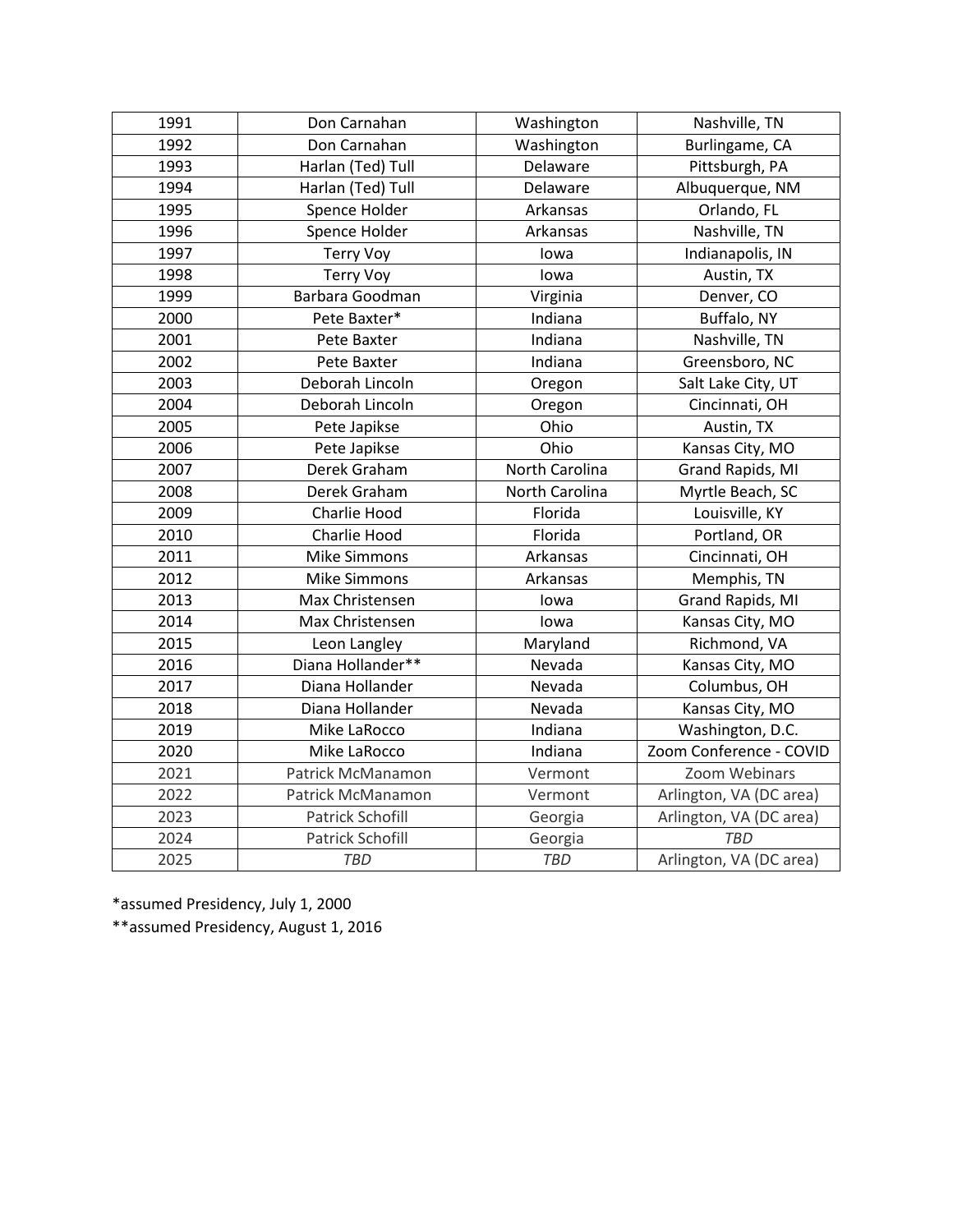| | | | |
|---|---|---|---|
| 1991 | Don Carnahan | Washington | Nashville, TN |
| 1992 | Don Carnahan | Washington | Burlingame, CA |
| 1993 | Harlan (Ted) Tull | Delaware | Pittsburgh, PA |
| 1994 | Harlan (Ted) Tull | Delaware | Albuquerque, NM |
| 1995 | Spence Holder | Arkansas | Orlando, FL |
| 1996 | Spence Holder | Arkansas | Nashville, TN |
| 1997 | Terry Voy | Iowa | Indianapolis, IN |
| 1998 | Terry Voy | Iowa | Austin, TX |
| 1999 | Barbara Goodman | Virginia | Denver, CO |
| 2000 | Pete Baxter* | Indiana | Buffalo, NY |
| 2001 | Pete Baxter | Indiana | Nashville, TN |
| 2002 | Pete Baxter | Indiana | Greensboro, NC |
| 2003 | Deborah Lincoln | Oregon | Salt Lake City, UT |
| 2004 | Deborah Lincoln | Oregon | Cincinnati, OH |
| 2005 | Pete Japikse | Ohio | Austin, TX |
| 2006 | Pete Japikse | Ohio | Kansas City, MO |
| 2007 | Derek Graham | North Carolina | Grand Rapids, MI |
| 2008 | Derek Graham | North Carolina | Myrtle Beach, SC |
| 2009 | Charlie Hood | Florida | Louisville, KY |
| 2010 | Charlie Hood | Florida | Portland, OR |
| 2011 | Mike Simmons | Arkansas | Cincinnati, OH |
| 2012 | Mike Simmons | Arkansas | Memphis, TN |
| 2013 | Max Christensen | Iowa | Grand Rapids, MI |
| 2014 | Max Christensen | Iowa | Kansas City, MO |
| 2015 | Leon Langley | Maryland | Richmond, VA |
| 2016 | Diana Hollander** | Nevada | Kansas City, MO |
| 2017 | Diana Hollander | Nevada | Columbus, OH |
| 2018 | Diana Hollander | Nevada | Kansas City, MO |
| 2019 | Mike LaRocco | Indiana | Washington, D.C. |
| 2020 | Mike LaRocco | Indiana | Zoom Conference - COVID |
| 2021 | Patrick McManamon | Vermont | Zoom Webinars |
| 2022 | Patrick McManamon | Vermont | Arlington, VA (DC area) |
| 2023 | Patrick Schofill | Georgia | Arlington, VA (DC area) |
| 2024 | Patrick Schofill | Georgia | *TBD* |
| 2025 | *TBD* | *TBD* | Arlington, VA (DC area) |

*assumed Presidency, July 1, 2000

**assumed Presidency, August 1, 2016